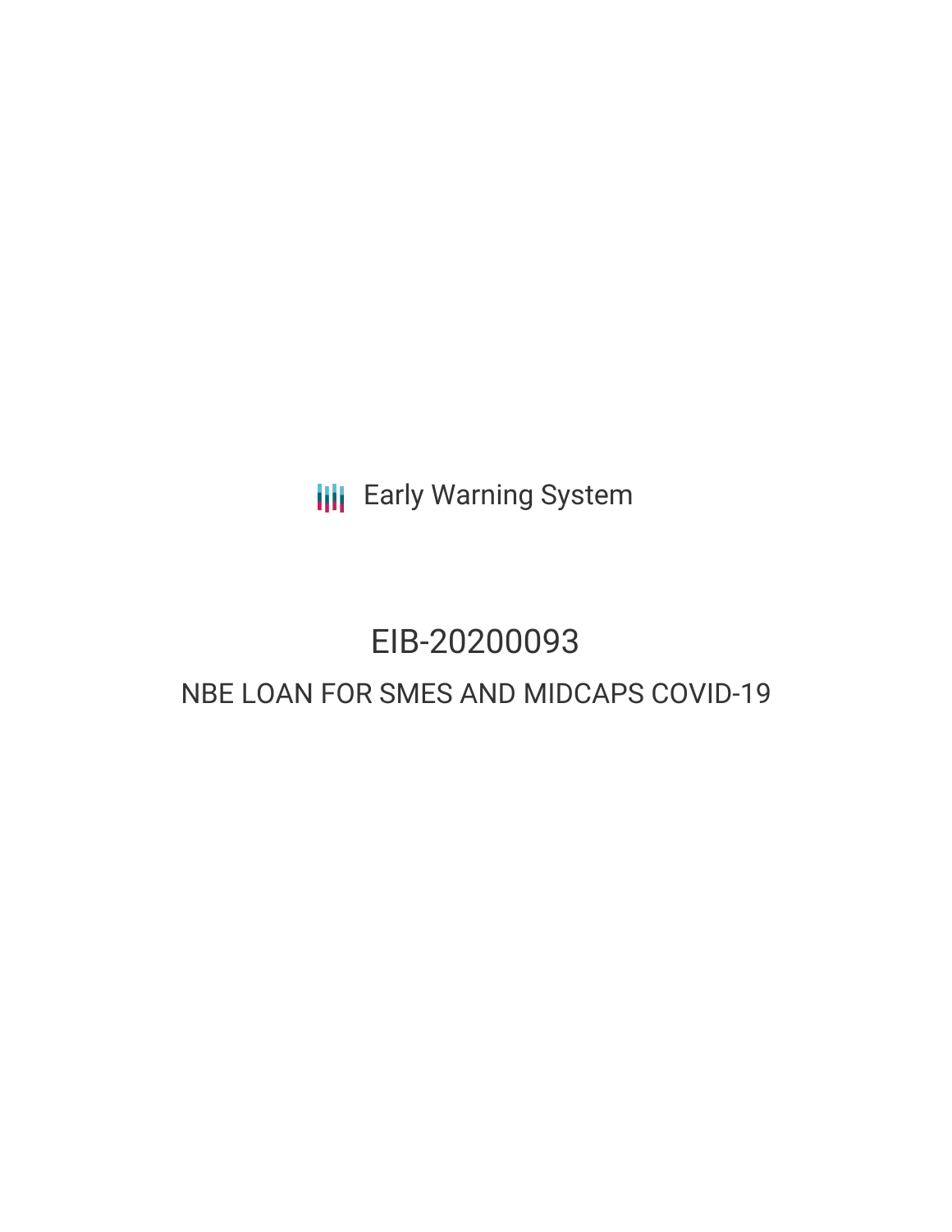Early Warning System

# EIB-20200093

## NBE LOAN FOR SMES AND MIDCAPS COVID-19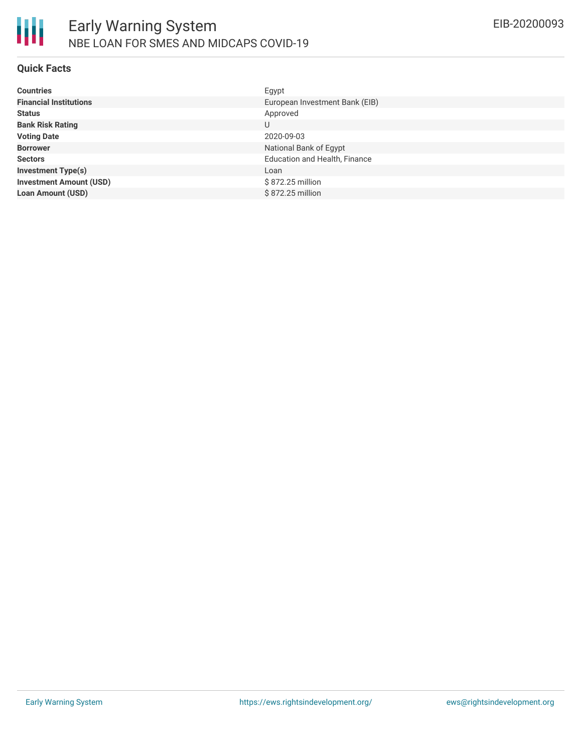# Early Warning System

## NBE LOAN FOR SMES AND MIDCAPS COVID-19

EIB-20200093

### Quick Facts

| | |
|---|---|
| **Countries** | Egypt |
| **Financial Institutions** | European Investment Bank (EIB) |
| **Status** | Approved |
| **Bank Risk Rating** | U |
| **Voting Date** | 2020-09-03 |
| **Borrower** | National Bank of Egypt |
| **Sectors** | Education and Health, Finance |
| **Investment Type(s)** | Loan |
| **Investment Amount (USD)** | $ 872.25 million |
| **Loan Amount (USD)** | $ 872.25 million |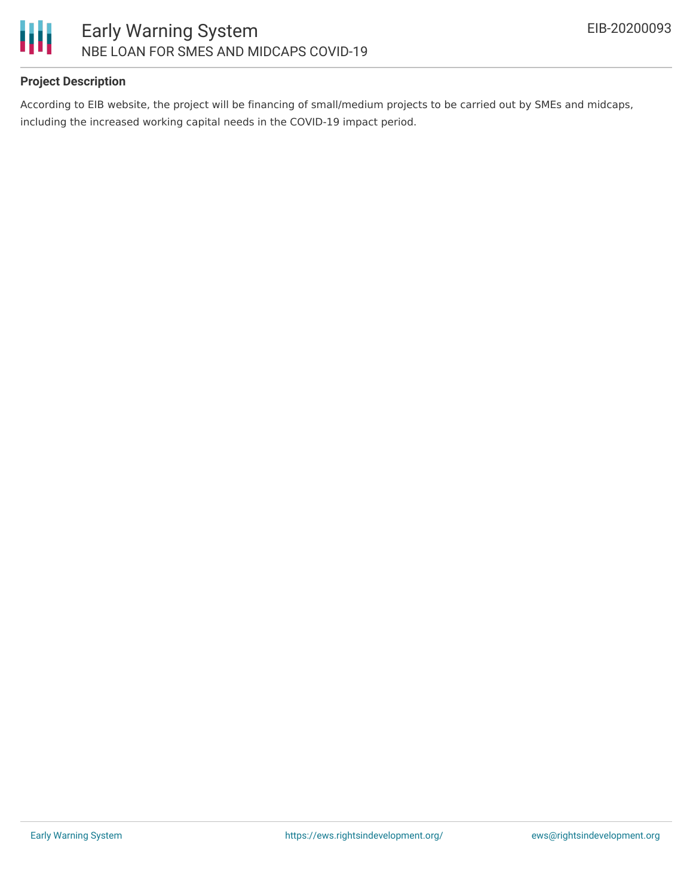### Project Description

According to EIB website, the project will be financing of small/medium projects to be carried out by SMEs and midcaps, including the increased working capital needs in the COVID-19 impact period.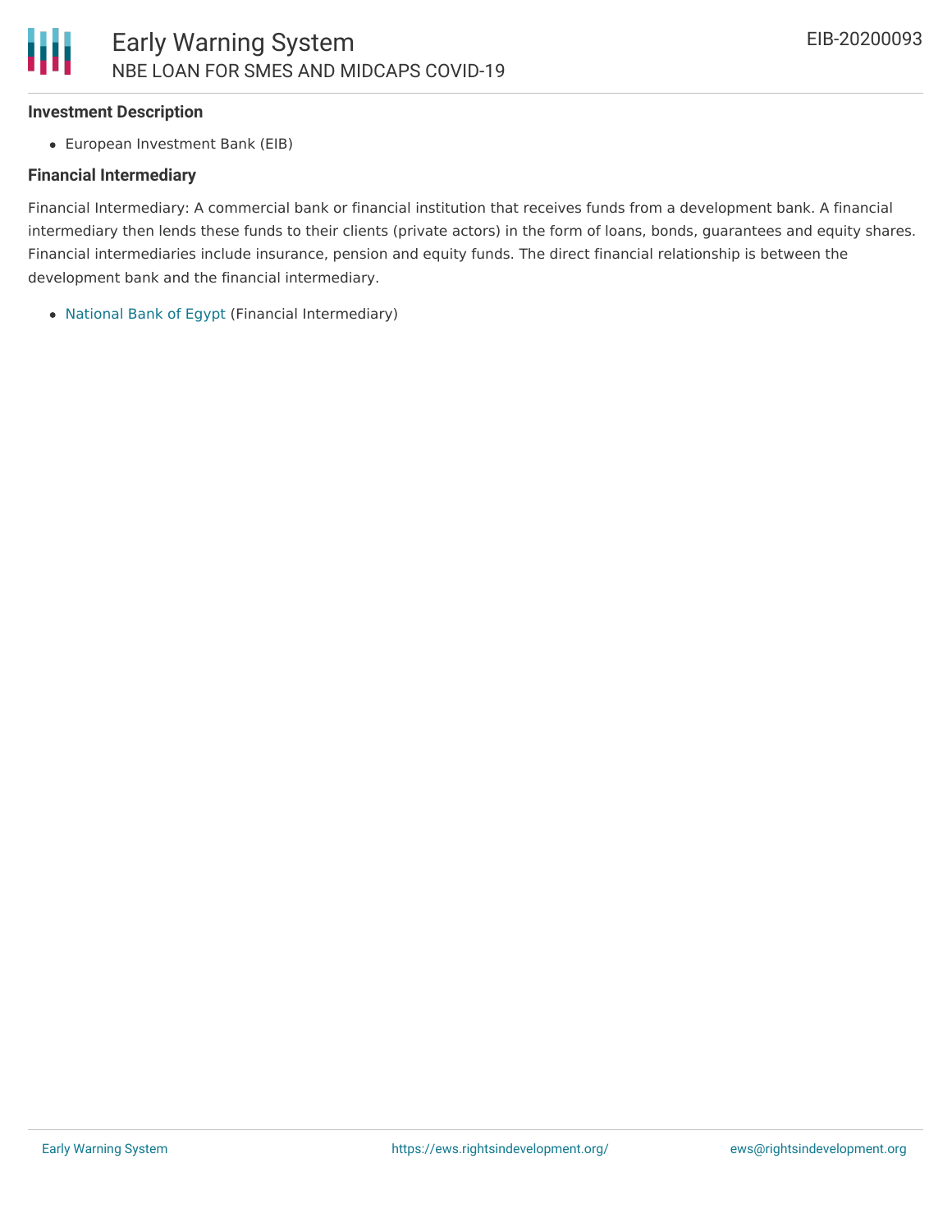### Investment Description

- European Investment Bank (EIB)

### Financial Intermediary

Financial Intermediary: A commercial bank or financial institution that receives funds from a development bank. A financial intermediary then lends these funds to their clients (private actors) in the form of loans, bonds, guarantees and equity shares. Financial intermediaries include insurance, pension and equity funds. The direct financial relationship is between the development bank and the financial intermediary.

- National Bank of Egypt (Financial Intermediary)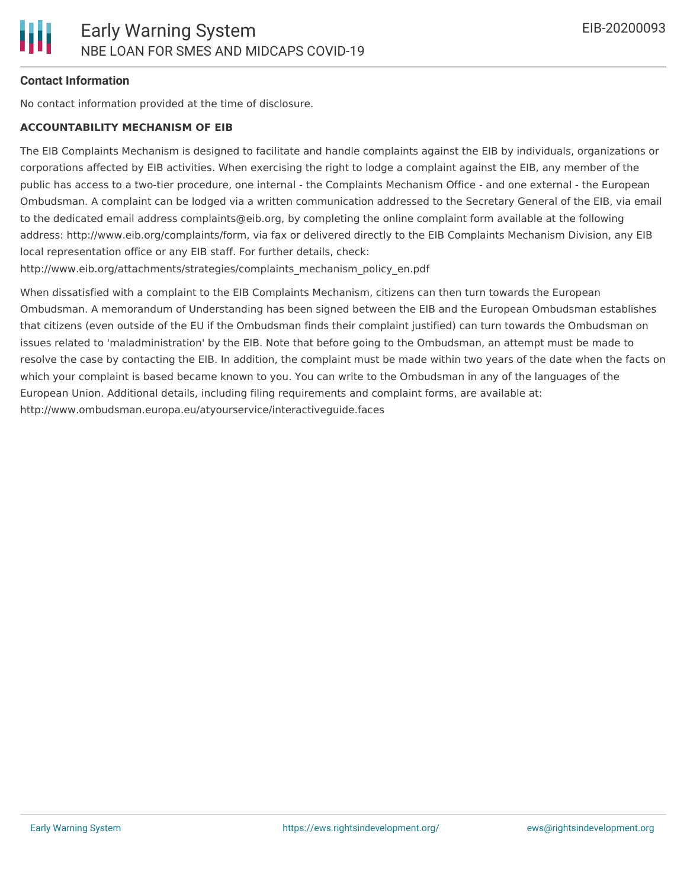## Contact Information

No contact information provided at the time of disclosure.

**ACCOUNTABILITY MECHANISM OF EIB**

The EIB Complaints Mechanism is designed to facilitate and handle complaints against the EIB by individuals, organizations or corporations affected by EIB activities. When exercising the right to lodge a complaint against the EIB, any member of the public has access to a two-tier procedure, one internal - the Complaints Mechanism Office - and one external - the European Ombudsman. A complaint can be lodged via a written communication addressed to the Secretary General of the EIB, via email to the dedicated email address complaints@eib.org, by completing the online complaint form available at the following address: http://www.eib.org/complaints/form, via fax or delivered directly to the EIB Complaints Mechanism Division, any EIB local representation office or any EIB staff. For further details, check: http://www.eib.org/attachments/strategies/complaints_mechanism_policy_en.pdf

When dissatisfied with a complaint to the EIB Complaints Mechanism, citizens can then turn towards the European Ombudsman. A memorandum of Understanding has been signed between the EIB and the European Ombudsman establishes that citizens (even outside of the EU if the Ombudsman finds their complaint justified) can turn towards the Ombudsman on issues related to 'maladministration' by the EIB. Note that before going to the Ombudsman, an attempt must be made to resolve the case by contacting the EIB. In addition, the complaint must be made within two years of the date when the facts on which your complaint is based became known to you. You can write to the Ombudsman in any of the languages of the European Union. Additional details, including filing requirements and complaint forms, are available at: http://www.ombudsman.europa.eu/atyourservice/interactiveguide.faces